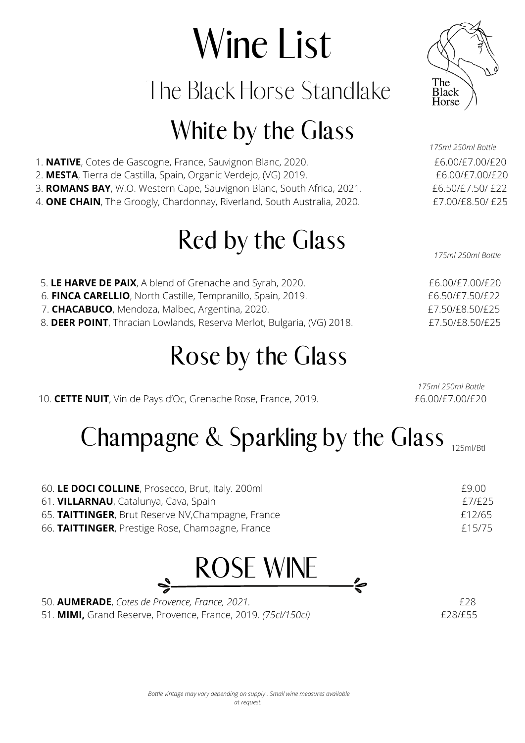# Wine List

## The Black Horse Standlake

The Black Horse

## White by the Glass

*175ml 250ml Bottle*

1. **NATIVE**, Cotes de Gascogne, France, Sauvignon Blanc, 2020. £6.00/£7.00/£20
2. **MESTA**, Tierra de Castilla, Spain, Organic Verdejo, (VG) 2019. £6.00/£7.00/£20
3. **ROMANS BAY**, W.O. Western Cape, Sauvignon Blanc, South Africa, 2021. £6.50/£7.50/ £22
4. **ONE CHAIN**, The Groogly, Chardonnay, Riverland, South Australia, 2020. £7.00/£8.50/ £25

## Red by the Glass

*175ml 250ml Bottle*

5. **LE HARVE DE PAIX**, A blend of Grenache and Syrah, 2020. £6.00/£7.00/£20
6. **FINCA CARELLIO**, North Castille, Tempranillo, Spain, 2019. £6.50/£7.50/£22
7. **CHACABUCO**, Mendoza, Malbec, Argentina, 2020. £7.50/£8.50/£25
8. **DEER POINT**, Thracian Lowlands, Reserva Merlot, Bulgaria, (VG) 2018. £7.50/£8.50/£25

## Rose by the Glass

*175ml 250ml Bottle*

10. **CETTE NUIT**, Vin de Pays d'Oc, Grenache Rose, France, 2019. £6.00/£7.00/£20

## Champagne & Sparkling by the Glass

125ml/Btl

60. **LE DOCI COLLINE**, Prosecco, Brut, Italy. 200ml £9.00
61. **VILLARNAU**, Catalunya, Cava, Spain £7/£25
65. **TAITTINGER**, Brut Reserve NV,Champagne, France £12/65
66. **TAITTINGER**, Prestige Rose, Champagne, France £15/75

## ROSE WINE

50. **AUMERADE**, *Cotes de Provence, France, 2021.* £28
51. **MIMI,** Grand Reserve, Provence, France, 2019. *(75cl/150cl)* £28/£55

*Bottle vintage may vary depending on supply . Small wine measures available at request.*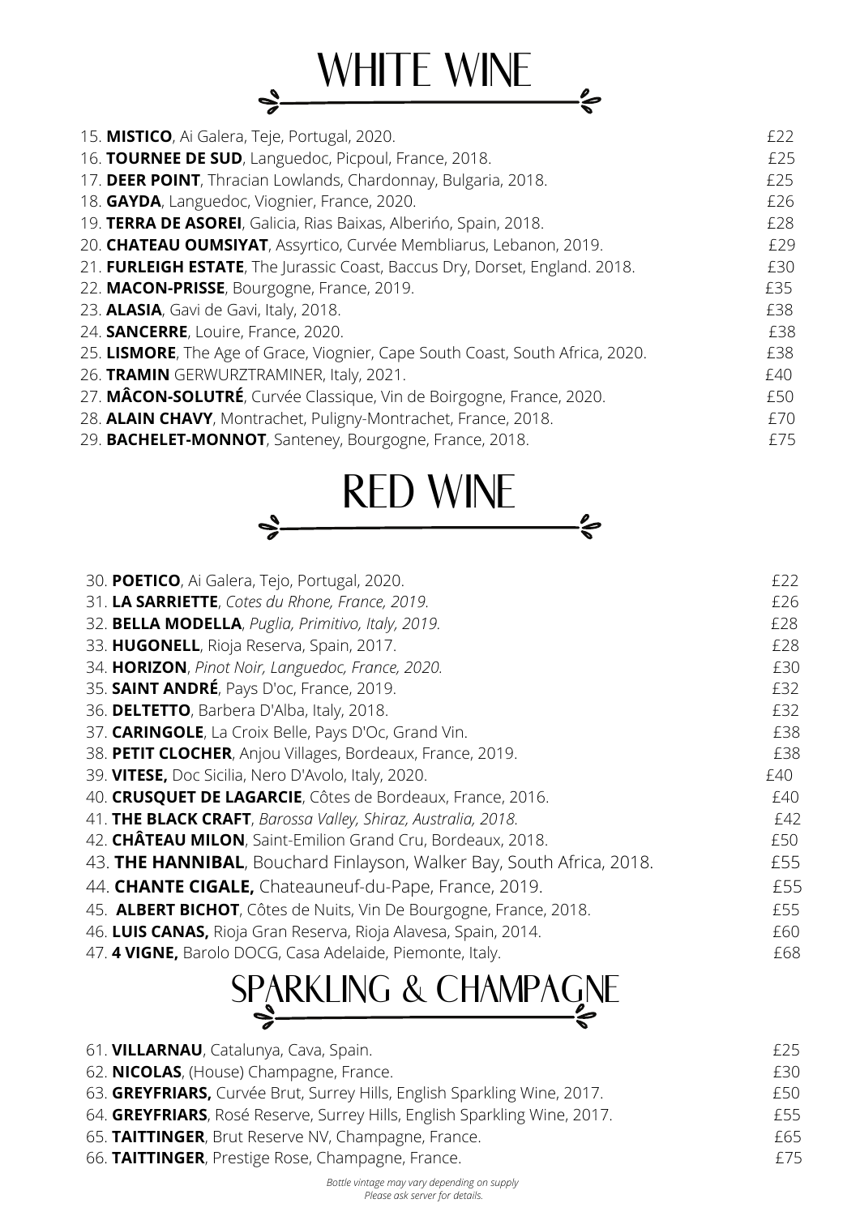# WHITE WINE

| | |
|---|---|
| 15. **MISTICO**, Ai Galera, Teje, Portugal, 2020. | £22 |
| 16. **TOURNEE DE SUD**, Languedoc, Picpoul, France, 2018. | £25 |
| 17. **DEER POINT**, Thracian Lowlands, Chardonnay, Bulgaria, 2018. | £25 |
| 18. **GAYDA**, Languedoc, Viognier, France, 2020. | £26 |
| 19. **TERRA DE ASOREI**, Galicia, Rias Baixas, Alberiño, Spain, 2018. | £28 |
| 20. **CHATEAU OUMSIYAT**, Assyrtico, Curvée Membliarus, Lebanon, 2019. | £29 |
| 21. **FURLEIGH ESTATE**, The Jurassic Coast, Baccus Dry, Dorset, England. 2018. | £30 |
| 22. **MACON-PRISSE**, Bourgogne, France, 2019. | £35 |
| 23. **ALASIA**, Gavi de Gavi, Italy, 2018. | £38 |
| 24. **SANCERRE**, Louire, France, 2020. | £38 |
| 25. **LISMORE**, The Age of Grace, Viognier, Cape South Coast, South Africa, 2020. | £38 |
| 26. **TRAMIN** GERWURZTRAMINER, Italy, 2021. | £40 |
| 27. **MÂCON-SOLUTRÉ**, Curvée Classique, Vin de Boirgogne, France, 2020. | £50 |
| 28. **ALAIN CHAVY**, Montrachet, Puligny-Montrachet, France, 2018. | £70 |
| 29. **BACHELET-MONNOT**, Santeney, Bourgogne, France, 2018. | £75 |

# RED WINE

| | |
|---|---|
| 30. **POETICO**, Ai Galera, Tejo, Portugal, 2020. | £22 |
| 31. **LA SARRIETTE**, *Cotes du Rhone, France, 2019.* | £26 |
| 32. **BELLA MODELLA**, *Puglia, Primitivo, Italy, 2019.* | £28 |
| 33. **HUGONELL**, Rioja Reserva, Spain, 2017. | £28 |
| 34. **HORIZON**, *Pinot Noir, Languedoc, France, 2020.* | £30 |
| 35. **SAINT ANDRÉ**, Pays D'oc, France, 2019. | £32 |
| 36. **DELTETTO**, Barbera D'Alba, Italy, 2018. | £32 |
| 37. **CARINGOLE**, La Croix Belle, Pays D'Oc, Grand Vin. | £38 |
| 38. **PETIT CLOCHER**, Anjou Villages, Bordeaux, France, 2019. | £38 |
| 39. **VITESE,** Doc Sicilia, Nero D'Avolo, Italy, 2020. | £40 |
| 40. **CRUSQUET DE LAGARCIE**, Côtes de Bordeaux, France, 2016. | £40 |
| 41. **THE BLACK CRAFT**, *Barossa Valley, Shiraz, Australia, 2018.* | £42 |
| 42. **CHÂTEAU MILON**, Saint-Emilion Grand Cru, Bordeaux, 2018. | £50 |
| 43. **THE HANNIBAL**, Bouchard Finlayson, Walker Bay, South Africa, 2018. | £55 |
| 44. **CHANTE CIGALE,** Chateauneuf-du-Pape, France, 2019. | £55 |
| 45. **ALBERT BICHOT**, Côtes de Nuits, Vin De Bourgogne, France, 2018. | £55 |
| 46. **LUIS CANAS,** Rioja Gran Reserva, Rioja Alavesa, Spain, 2014. | £60 |
| 47. **4 VIGNE,** Barolo DOCG, Casa Adelaide, Piemonte, Italy. | £68 |

# SPARKLING & CHAMPAGNE

| | |
|---|---|
| 61. **VILLARNAU**, Catalunya, Cava, Spain. | £25 |
| 62. **NICOLAS**, (House) Champagne, France. | £30 |
| 63. **GREYFRIARS,** Curvée Brut, Surrey Hills, English Sparkling Wine, 2017. | £50 |
| 64. **GREYFRIARS**, Rosé Reserve, Surrey Hills, English Sparkling Wine, 2017. | £55 |
| 65. **TAITTINGER**, Brut Reserve NV, Champagne, France. | £65 |
| 66. **TAITTINGER**, Prestige Rose, Champagne, France. | £75 |

*Bottle vintage may vary depending on supply*
*Please ask server for details.*